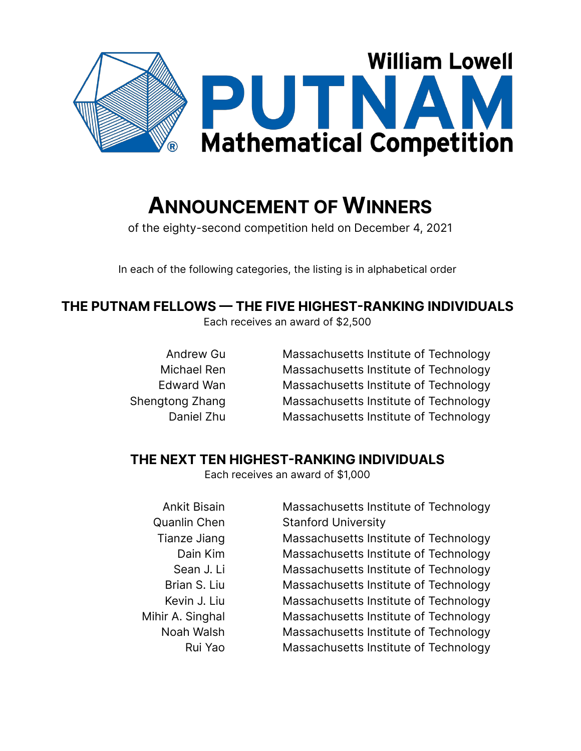William Lowell

# PUTNAM

Mathematical Competition

# Announcement of Winners

of the eighty-second competition held on December 4, 2021

In each of the following categories, the listing is in alphabetical order

## THE PUTNAM FELLOWS — THE FIVE HIGHEST-RANKING INDIVIDUALS

Each receives an award of $2,500

| | |
|---|---|
| Andrew Gu | Massachusetts Institute of Technology |
| Michael Ren | Massachusetts Institute of Technology |
| Edward Wan | Massachusetts Institute of Technology |
| Shengtong Zhang | Massachusetts Institute of Technology |
| Daniel Zhu | Massachusetts Institute of Technology |

## THE NEXT TEN HIGHEST-RANKING INDIVIDUALS

Each receives an award of $1,000

| | |
|---|---|
| Ankit Bisain | Massachusetts Institute of Technology |
| Quanlin Chen | Stanford University |
| Tianze Jiang | Massachusetts Institute of Technology |
| Dain Kim | Massachusetts Institute of Technology |
| Sean J. Li | Massachusetts Institute of Technology |
| Brian S. Liu | Massachusetts Institute of Technology |
| Kevin J. Liu | Massachusetts Institute of Technology |
| Mihir A. Singhal | Massachusetts Institute of Technology |
| Noah Walsh | Massachusetts Institute of Technology |
| Rui Yao | Massachusetts Institute of Technology |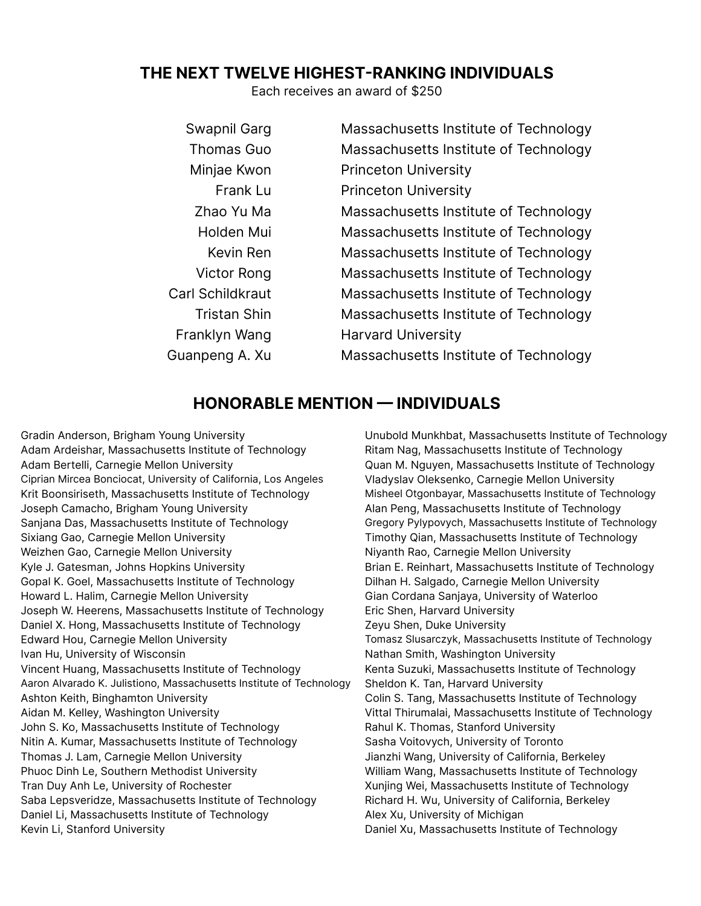## THE NEXT TWELVE HIGHEST-RANKING INDIVIDUALS

Each receives an award of $250

| | |
|---|---|
| Swapnil Garg | Massachusetts Institute of Technology |
| Thomas Guo | Massachusetts Institute of Technology |
| Minjae Kwon | Princeton University |
| Frank Lu | Princeton University |
| Zhao Yu Ma | Massachusetts Institute of Technology |
| Holden Mui | Massachusetts Institute of Technology |
| Kevin Ren | Massachusetts Institute of Technology |
| Victor Rong | Massachusetts Institute of Technology |
| Carl Schildkraut | Massachusetts Institute of Technology |
| Tristan Shin | Massachusetts Institute of Technology |
| Franklyn Wang | Harvard University |
| Guanpeng A. Xu | Massachusetts Institute of Technology |

## HONORABLE MENTION — INDIVIDUALS

Gradin Anderson, Brigham Young University
Adam Ardeishar, Massachusetts Institute of Technology
Adam Bertelli, Carnegie Mellon University
Ciprian Mircea Bonciocat, University of California, Los Angeles
Krit Boonsiriseth, Massachusetts Institute of Technology
Joseph Camacho, Brigham Young University
Sanjana Das, Massachusetts Institute of Technology
Sixiang Gao, Carnegie Mellon University
Weizhen Gao, Carnegie Mellon University
Kyle J. Gatesman, Johns Hopkins University
Gopal K. Goel, Massachusetts Institute of Technology
Howard L. Halim, Carnegie Mellon University
Joseph W. Heerens, Massachusetts Institute of Technology
Daniel X. Hong, Massachusetts Institute of Technology
Edward Hou, Carnegie Mellon University
Ivan Hu, University of Wisconsin
Vincent Huang, Massachusetts Institute of Technology
Aaron Alvarado K. Julistiono, Massachusetts Institute of Technology
Ashton Keith, Binghamton University
Aidan M. Kelley, Washington University
John S. Ko, Massachusetts Institute of Technology
Nitin A. Kumar, Massachusetts Institute of Technology
Thomas J. Lam, Carnegie Mellon University
Phuoc Dinh Le, Southern Methodist University
Tran Duy Anh Le, University of Rochester
Saba Lepsveridze, Massachusetts Institute of Technology
Daniel Li, Massachusetts Institute of Technology
Kevin Li, Stanford University
Unubold Munkhbat, Massachusetts Institute of Technology
Ritam Nag, Massachusetts Institute of Technology
Quan M. Nguyen, Massachusetts Institute of Technology
Vladyslav Oleksenko, Carnegie Mellon University
Misheel Otgonbayar, Massachusetts Institute of Technology
Alan Peng, Massachusetts Institute of Technology
Gregory Pylypovych, Massachusetts Institute of Technology
Timothy Qian, Massachusetts Institute of Technology
Niyanth Rao, Carnegie Mellon University
Brian E. Reinhart, Massachusetts Institute of Technology
Dilhan H. Salgado, Carnegie Mellon University
Gian Cordana Sanjaya, University of Waterloo
Eric Shen, Harvard University
Zeyu Shen, Duke University
Tomasz Slusarczyk, Massachusetts Institute of Technology
Nathan Smith, Washington University
Kenta Suzuki, Massachusetts Institute of Technology
Sheldon K. Tan, Harvard University
Colin S. Tang, Massachusetts Institute of Technology
Vittal Thirumalai, Massachusetts Institute of Technology
Rahul K. Thomas, Stanford University
Sasha Voitovych, University of Toronto
Jianzhi Wang, University of California, Berkeley
William Wang, Massachusetts Institute of Technology
Xunjing Wei, Massachusetts Institute of Technology
Richard H. Wu, University of California, Berkeley
Alex Xu, University of Michigan
Daniel Xu, Massachusetts Institute of Technology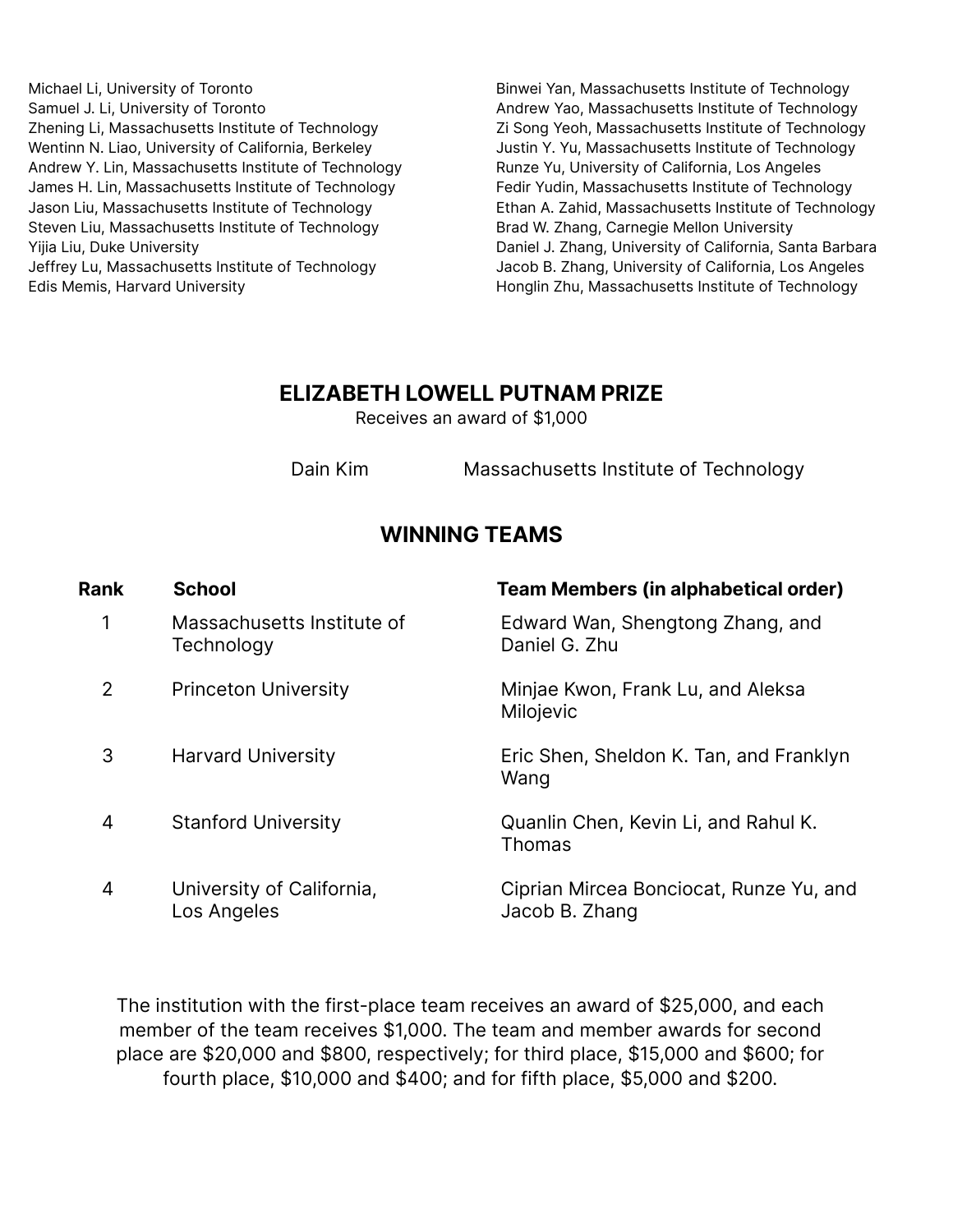Michael Li, University of Toronto
Samuel J. Li, University of Toronto
Zhening Li, Massachusetts Institute of Technology
Wentinn N. Liao, University of California, Berkeley
Andrew Y. Lin, Massachusetts Institute of Technology
James H. Lin, Massachusetts Institute of Technology
Jason Liu, Massachusetts Institute of Technology
Steven Liu, Massachusetts Institute of Technology
Yijia Liu, Duke University
Jeffrey Lu, Massachusetts Institute of Technology
Edis Memis, Harvard University
Binwei Yan, Massachusetts Institute of Technology
Andrew Yao, Massachusetts Institute of Technology
Zi Song Yeoh, Massachusetts Institute of Technology
Justin Y. Yu, Massachusetts Institute of Technology
Runze Yu, University of California, Los Angeles
Fedir Yudin, Massachusetts Institute of Technology
Ethan A. Zahid, Massachusetts Institute of Technology
Brad W. Zhang, Carnegie Mellon University
Daniel J. Zhang, University of California, Santa Barbara
Jacob B. Zhang, University of California, Los Angeles
Honglin Zhu, Massachusetts Institute of Technology

## ELIZABETH LOWELL PUTNAM PRIZE

Receives an award of $1,000

Dain Kim — Massachusetts Institute of Technology

## WINNING TEAMS

| Rank | School | Team Members (in alphabetical order) |
|---|---|---|
| 1 | Massachusetts Institute of Technology | Edward Wan, Shengtong Zhang, and Daniel G. Zhu |
| 2 | Princeton University | Minjae Kwon, Frank Lu, and Aleksa Milojevic |
| 3 | Harvard University | Eric Shen, Sheldon K. Tan, and Franklyn Wang |
| 4 | Stanford University | Quanlin Chen, Kevin Li, and Rahul K. Thomas |
| 4 | University of California, Los Angeles | Ciprian Mircea Bonciocat, Runze Yu, and Jacob B. Zhang |

The institution with the first-place team receives an award of $25,000, and each member of the team receives $1,000. The team and member awards for second place are $20,000 and $800, respectively; for third place, $15,000 and $600; for fourth place, $10,000 and $400; and for fifth place, $5,000 and $200.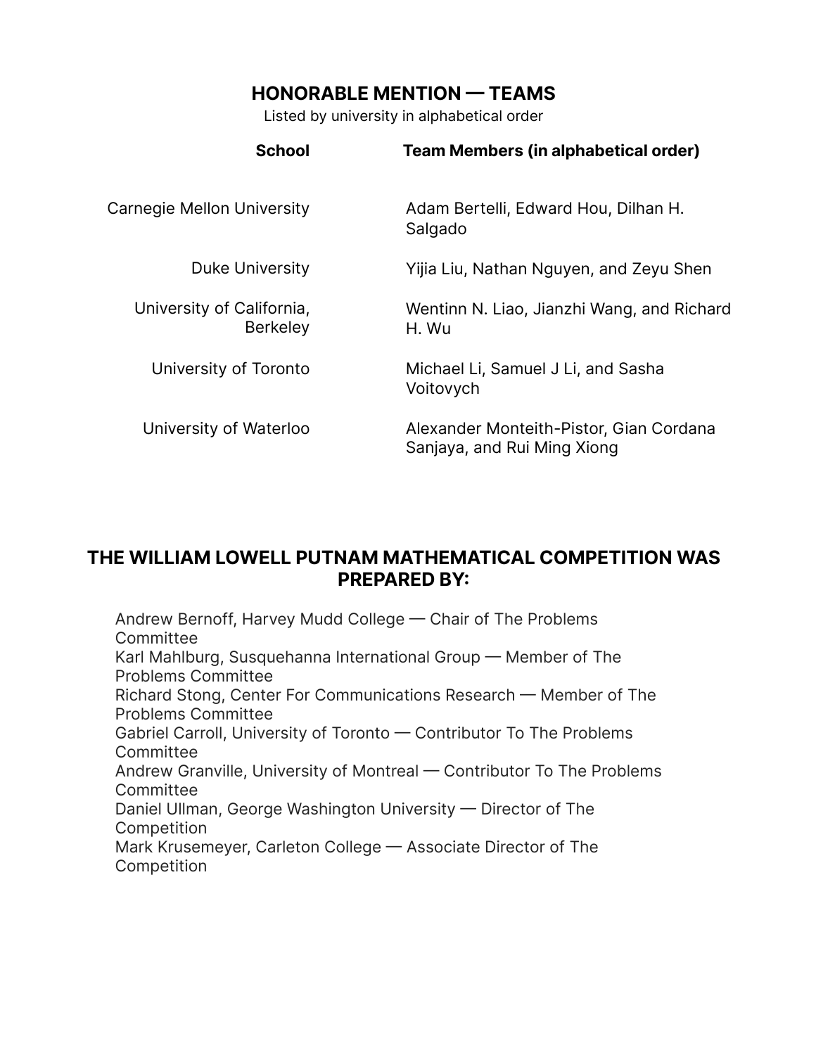## HONORABLE MENTION — TEAMS

Listed by university in alphabetical order

| School | Team Members (in alphabetical order) |
| --- | --- |
| Carnegie Mellon University | Adam Bertelli, Edward Hou, Dilhan H. Salgado |
| Duke University | Yijia Liu, Nathan Nguyen, and Zeyu Shen |
| University of California, Berkeley | Wentinn N. Liao, Jianzhi Wang, and Richard H. Wu |
| University of Toronto | Michael Li, Samuel J Li, and Sasha Voitovych |
| University of Waterloo | Alexander Monteith-Pistor, Gian Cordana Sanjaya, and Rui Ming Xiong |

## THE WILLIAM LOWELL PUTNAM MATHEMATICAL COMPETITION WAS PREPARED BY:

Andrew Bernoff, Harvey Mudd College — Chair of The Problems Committee
Karl Mahlburg, Susquehanna International Group — Member of The Problems Committee
Richard Stong, Center For Communications Research — Member of The Problems Committee
Gabriel Carroll, University of Toronto — Contributor To The Problems Committee
Andrew Granville, University of Montreal — Contributor To The Problems Committee
Daniel Ullman, George Washington University — Director of The Competition
Mark Krusemeyer, Carleton College — Associate Director of The Competition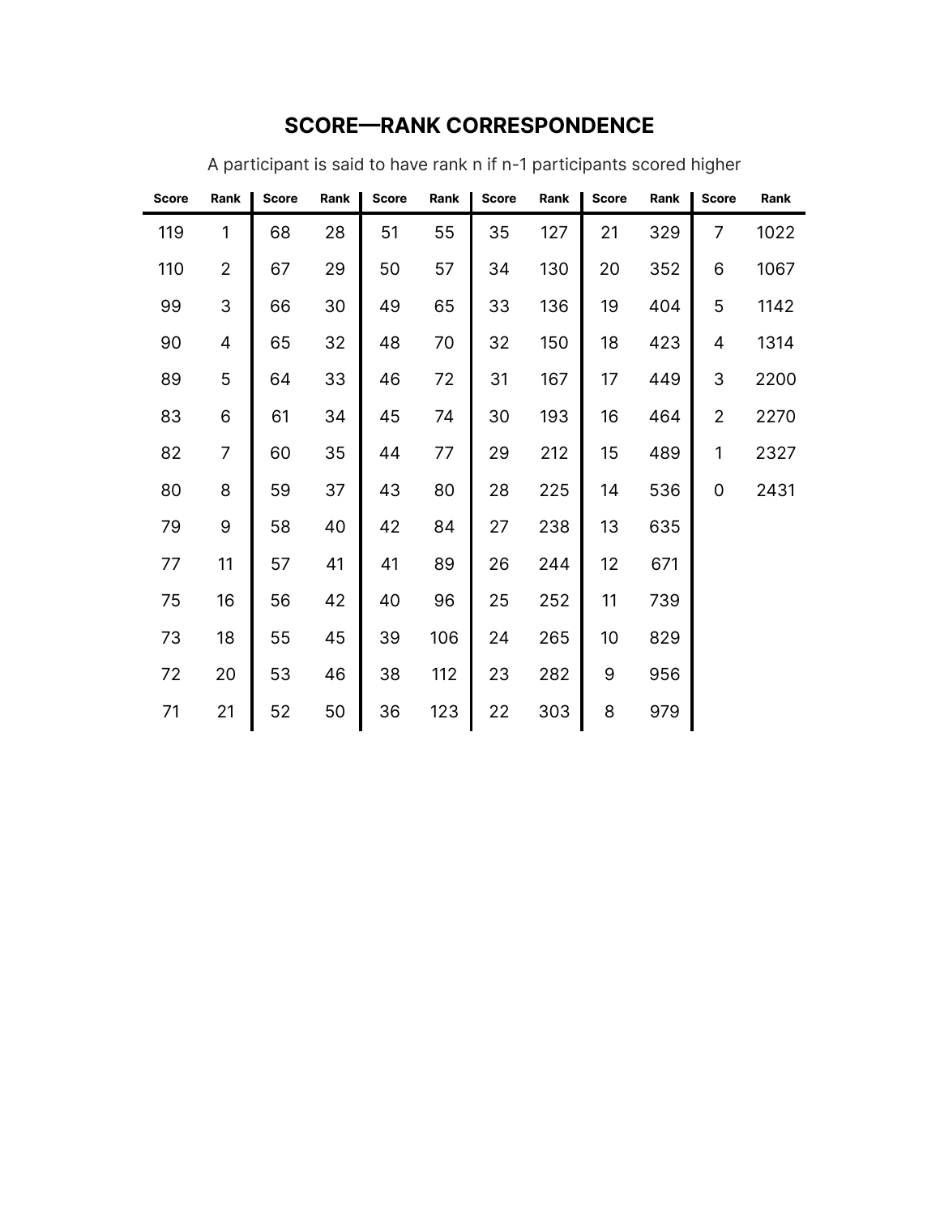# SCORE—RANK CORRESPONDENCE

A participant is said to have rank n if n-1 participants scored higher

| Score | Rank | Score | Rank | Score | Rank | Score | Rank | Score | Rank | Score | Rank |
|---|---|---|---|---|---|---|---|---|---|---|---|
| 119 | 1 | 68 | 28 | 51 | 55 | 35 | 127 | 21 | 329 | 7 | 1022 |
| 110 | 2 | 67 | 29 | 50 | 57 | 34 | 130 | 20 | 352 | 6 | 1067 |
| 99 | 3 | 66 | 30 | 49 | 65 | 33 | 136 | 19 | 404 | 5 | 1142 |
| 90 | 4 | 65 | 32 | 48 | 70 | 32 | 150 | 18 | 423 | 4 | 1314 |
| 89 | 5 | 64 | 33 | 46 | 72 | 31 | 167 | 17 | 449 | 3 | 2200 |
| 83 | 6 | 61 | 34 | 45 | 74 | 30 | 193 | 16 | 464 | 2 | 2270 |
| 82 | 7 | 60 | 35 | 44 | 77 | 29 | 212 | 15 | 489 | 1 | 2327 |
| 80 | 8 | 59 | 37 | 43 | 80 | 28 | 225 | 14 | 536 | 0 | 2431 |
| 79 | 9 | 58 | 40 | 42 | 84 | 27 | 238 | 13 | 635 | | |
| 77 | 11 | 57 | 41 | 41 | 89 | 26 | 244 | 12 | 671 | | |
| 75 | 16 | 56 | 42 | 40 | 96 | 25 | 252 | 11 | 739 | | |
| 73 | 18 | 55 | 45 | 39 | 106 | 24 | 265 | 10 | 829 | | |
| 72 | 20 | 53 | 46 | 38 | 112 | 23 | 282 | 9 | 956 | | |
| 71 | 21 | 52 | 50 | 36 | 123 | 22 | 303 | 8 | 979 | | |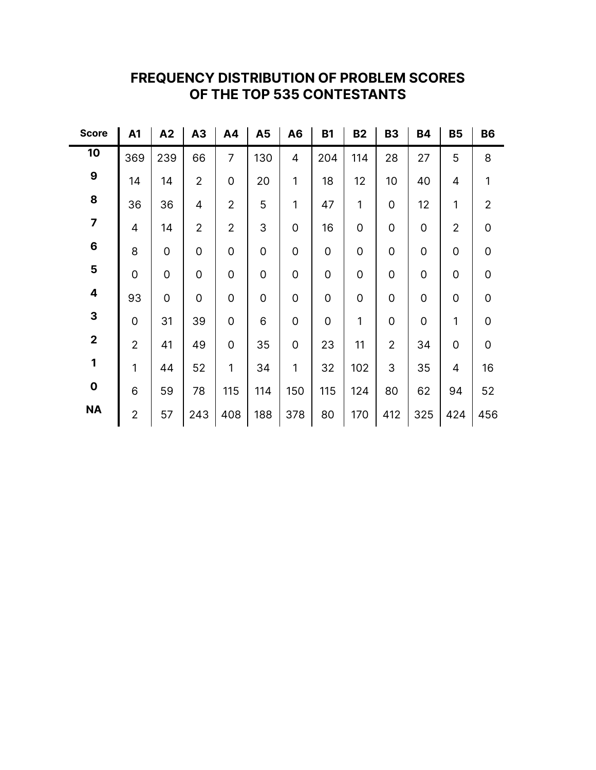# FREQUENCY DISTRIBUTION OF PROBLEM SCORES OF THE TOP 535 CONTESTANTS

| Score | A1 | A2 | A3 | A4 | A5 | A6 | B1 | B2 | B3 | B4 | B5 | B6 |
|---|---|---|---|---|---|---|---|---|---|---|---|---|
| **10** | 369 | 239 | 66 | 7 | 130 | 4 | 204 | 114 | 28 | 27 | 5 | 8 |
| **9** | 14 | 14 | 2 | 0 | 20 | 1 | 18 | 12 | 10 | 40 | 4 | 1 |
| **8** | 36 | 36 | 4 | 2 | 5 | 1 | 47 | 1 | 0 | 12 | 1 | 2 |
| **7** | 4 | 14 | 2 | 2 | 3 | 0 | 16 | 0 | 0 | 0 | 2 | 0 |
| **6** | 8 | 0 | 0 | 0 | 0 | 0 | 0 | 0 | 0 | 0 | 0 | 0 |
| **5** | 0 | 0 | 0 | 0 | 0 | 0 | 0 | 0 | 0 | 0 | 0 | 0 |
| **4** | 93 | 0 | 0 | 0 | 0 | 0 | 0 | 0 | 0 | 0 | 0 | 0 |
| **3** | 0 | 31 | 39 | 0 | 6 | 0 | 0 | 1 | 0 | 0 | 1 | 0 |
| **2** | 2 | 41 | 49 | 0 | 35 | 0 | 23 | 11 | 2 | 34 | 0 | 0 |
| **1** | 1 | 44 | 52 | 1 | 34 | 1 | 32 | 102 | 3 | 35 | 4 | 16 |
| **0** | 6 | 59 | 78 | 115 | 114 | 150 | 115 | 124 | 80 | 62 | 94 | 52 |
| **NA** | 2 | 57 | 243 | 408 | 188 | 378 | 80 | 170 | 412 | 325 | 424 | 456 |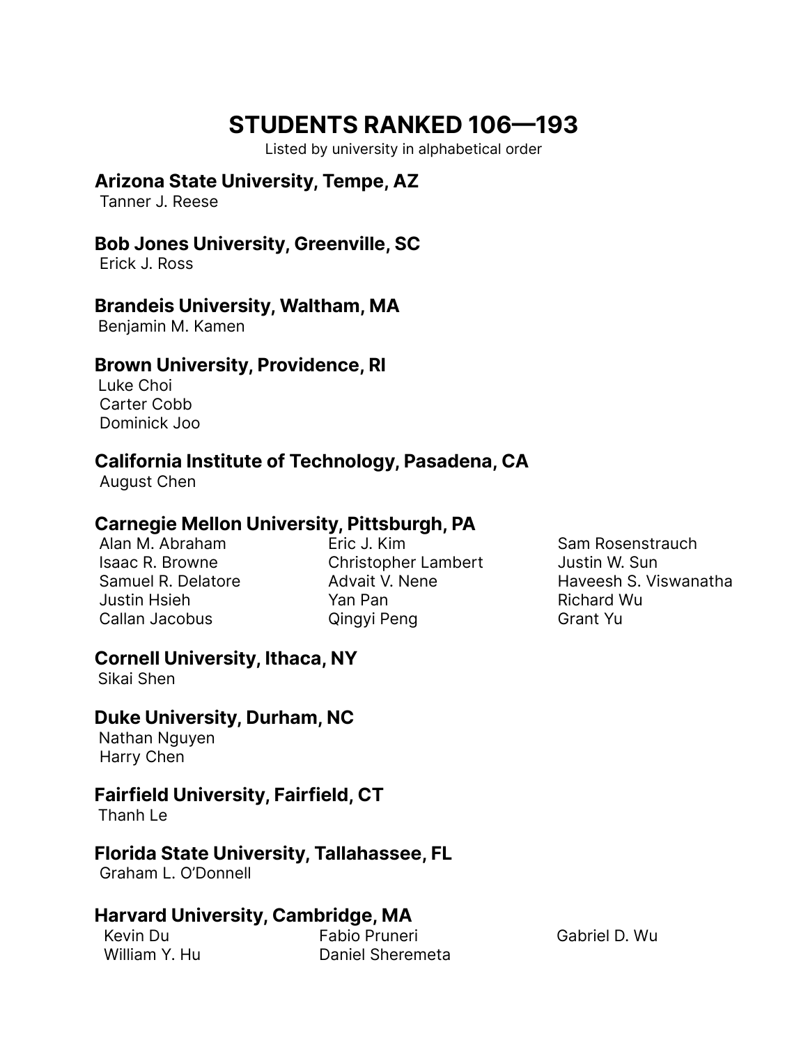# STUDENTS RANKED 106—193

Listed by university in alphabetical order

### Arizona State University, Tempe, AZ

Tanner J. Reese

### Bob Jones University, Greenville, SC

Erick J. Ross

### Brandeis University, Waltham, MA

Benjamin M. Kamen

### Brown University, Providence, RI

Luke Choi
Carter Cobb
Dominick Joo

### California Institute of Technology, Pasadena, CA

August Chen

### Carnegie Mellon University, Pittsburgh, PA

Alan M. Abraham
Isaac R. Browne
Samuel R. Delatore
Justin Hsieh
Callan Jacobus
Eric J. Kim
Christopher Lambert
Advait V. Nene
Yan Pan
Qingyi Peng
Sam Rosenstrauch
Justin W. Sun
Haveesh S. Viswanatha
Richard Wu
Grant Yu

### Cornell University, Ithaca, NY

Sikai Shen

### Duke University, Durham, NC

Nathan Nguyen
Harry Chen

### Fairfield University, Fairfield, CT

Thanh Le

### Florida State University, Tallahassee, FL

Graham L. O'Donnell

### Harvard University, Cambridge, MA

Kevin Du
William Y. Hu
Fabio Pruneri
Daniel Sheremeta
Gabriel D. Wu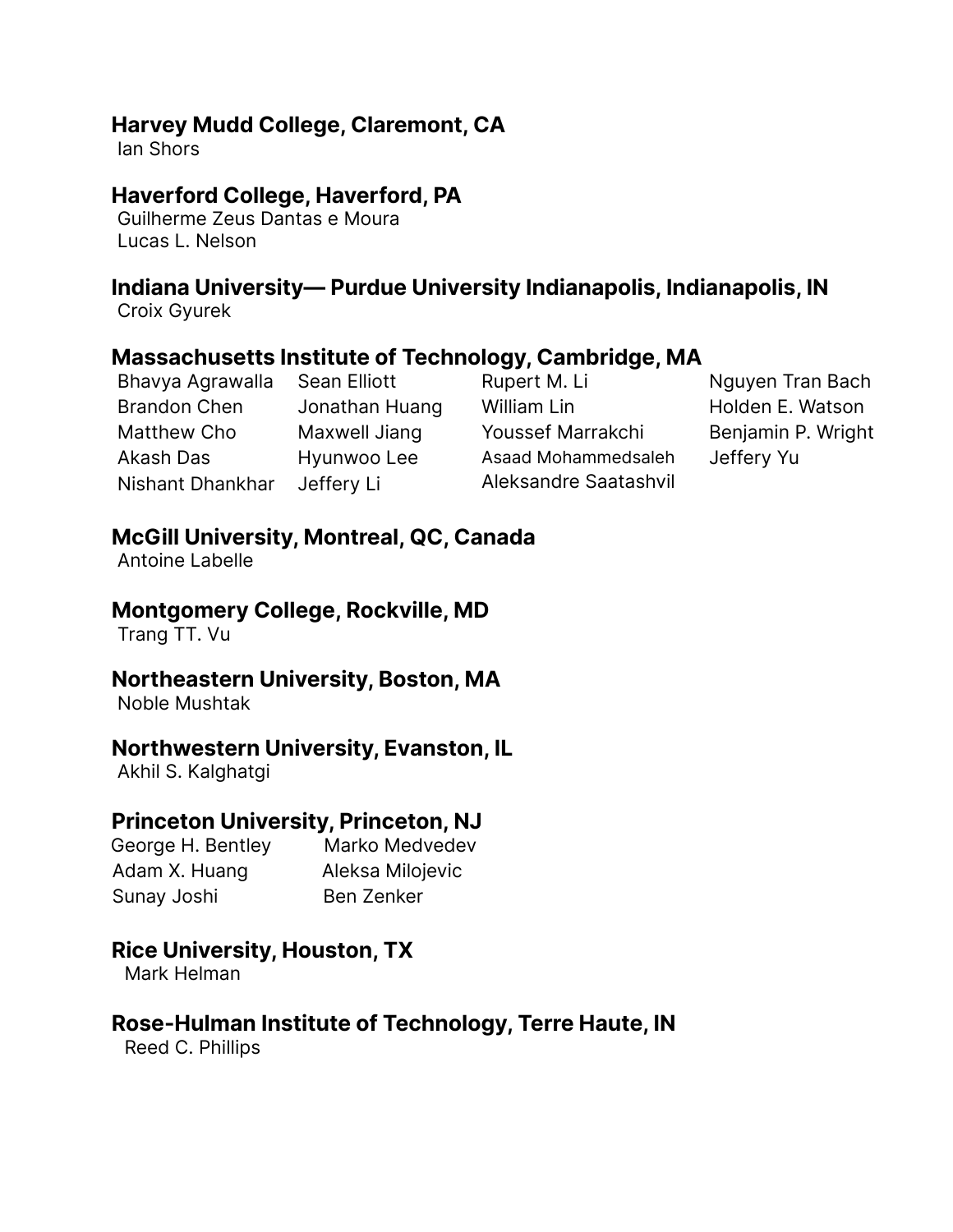**Harvey Mudd College, Claremont, CA**

Ian Shors

**Haverford College, Haverford, PA**

Guilherme Zeus Dantas e Moura
Lucas L. Nelson

**Indiana University— Purdue University Indianapolis, Indianapolis, IN**

Croix Gyurek

**Massachusetts Institute of Technology, Cambridge, MA**

Bhavya Agrawalla
Brandon Chen
Matthew Cho
Akash Das
Nishant Dhankhar
Sean Elliott
Jonathan Huang
Maxwell Jiang
Hyunwoo Lee
Jeffery Li
Rupert M. Li
William Lin
Youssef Marrakchi
Asaad Mohammedsaleh
Aleksandre Saatashvil
Nguyen Tran Bach
Holden E. Watson
Benjamin P. Wright
Jeffery Yu

**McGill University, Montreal, QC, Canada**

Antoine Labelle

**Montgomery College, Rockville, MD**

Trang TT. Vu

**Northeastern University, Boston, MA**

Noble Mushtak

**Northwestern University, Evanston, IL**

Akhil S. Kalghatgi

**Princeton University, Princeton, NJ**

George H. Bentley
Adam X. Huang
Sunay Joshi
Marko Medvedev
Aleksa Milojevic
Ben Zenker

**Rice University, Houston, TX**

Mark Helman

**Rose-Hulman Institute of Technology, Terre Haute, IN**

Reed C. Phillips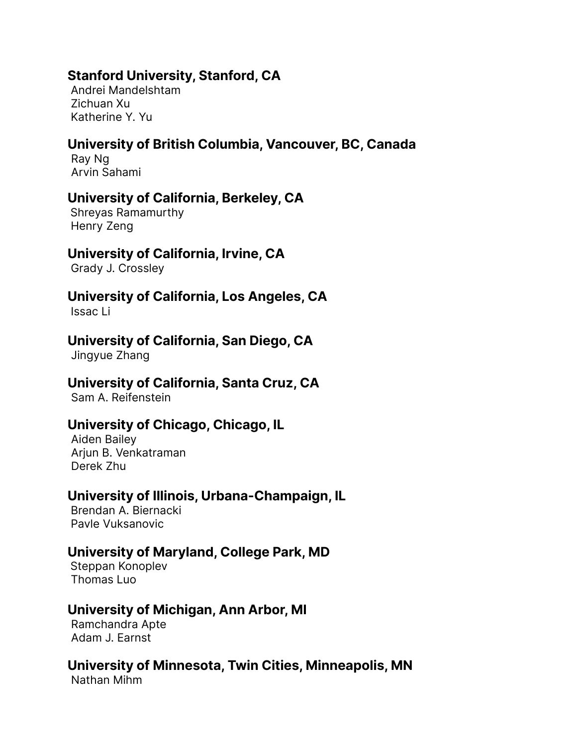**Stanford University, Stanford, CA**
Andrei Mandelshtam
Zichuan Xu
Katherine Y. Yu

**University of British Columbia, Vancouver, BC, Canada**
Ray Ng
Arvin Sahami

**University of California, Berkeley, CA**
Shreyas Ramamurthy
Henry Zeng

**University of California, Irvine, CA**
Grady J. Crossley

**University of California, Los Angeles, CA**
Issac Li

**University of California, San Diego, CA**
Jingyue Zhang

**University of California, Santa Cruz, CA**
Sam A. Reifenstein

**University of Chicago, Chicago, IL**
Aiden Bailey
Arjun B. Venkatraman
Derek Zhu

**University of Illinois, Urbana-Champaign, IL**
Brendan A. Biernacki
Pavle Vuksanovic

**University of Maryland, College Park, MD**
Steppan Konoplev
Thomas Luo

**University of Michigan, Ann Arbor, MI**
Ramchandra Apte
Adam J. Earnst

**University of Minnesota, Twin Cities, Minneapolis, MN**
Nathan Mihm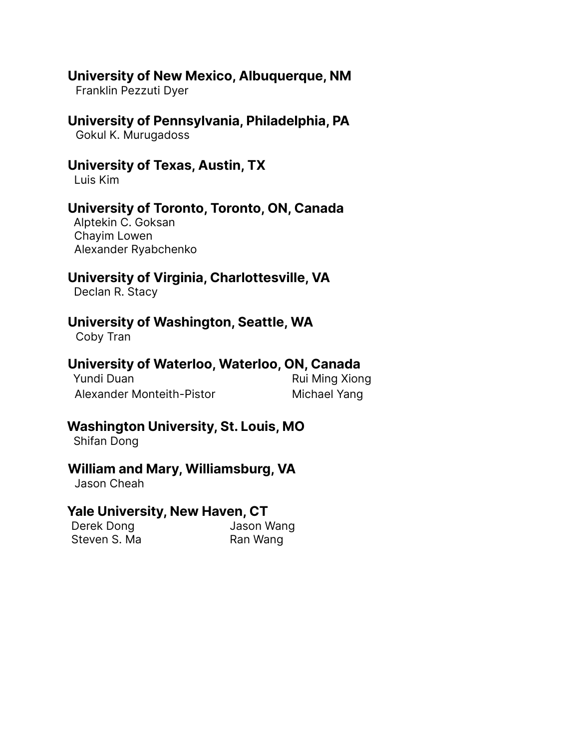**University of New Mexico, Albuquerque, NM**
Franklin Pezzuti Dyer

**University of Pennsylvania, Philadelphia, PA**
Gokul K. Murugadoss

**University of Texas, Austin, TX**
Luis Kim

**University of Toronto, Toronto, ON, Canada**
Alptekin C. Goksan
Chayim Lowen
Alexander Ryabchenko

**University of Virginia, Charlottesville, VA**
Declan R. Stacy

**University of Washington, Seattle, WA**
Coby Tran

**University of Waterloo, Waterloo, ON, Canada**
Yundi Duan
Alexander Monteith-Pistor
Rui Ming Xiong
Michael Yang

**Washington University, St. Louis, MO**
Shifan Dong

**William and Mary, Williamsburg, VA**
Jason Cheah

**Yale University, New Haven, CT**
Derek Dong
Steven S. Ma
Jason Wang
Ran Wang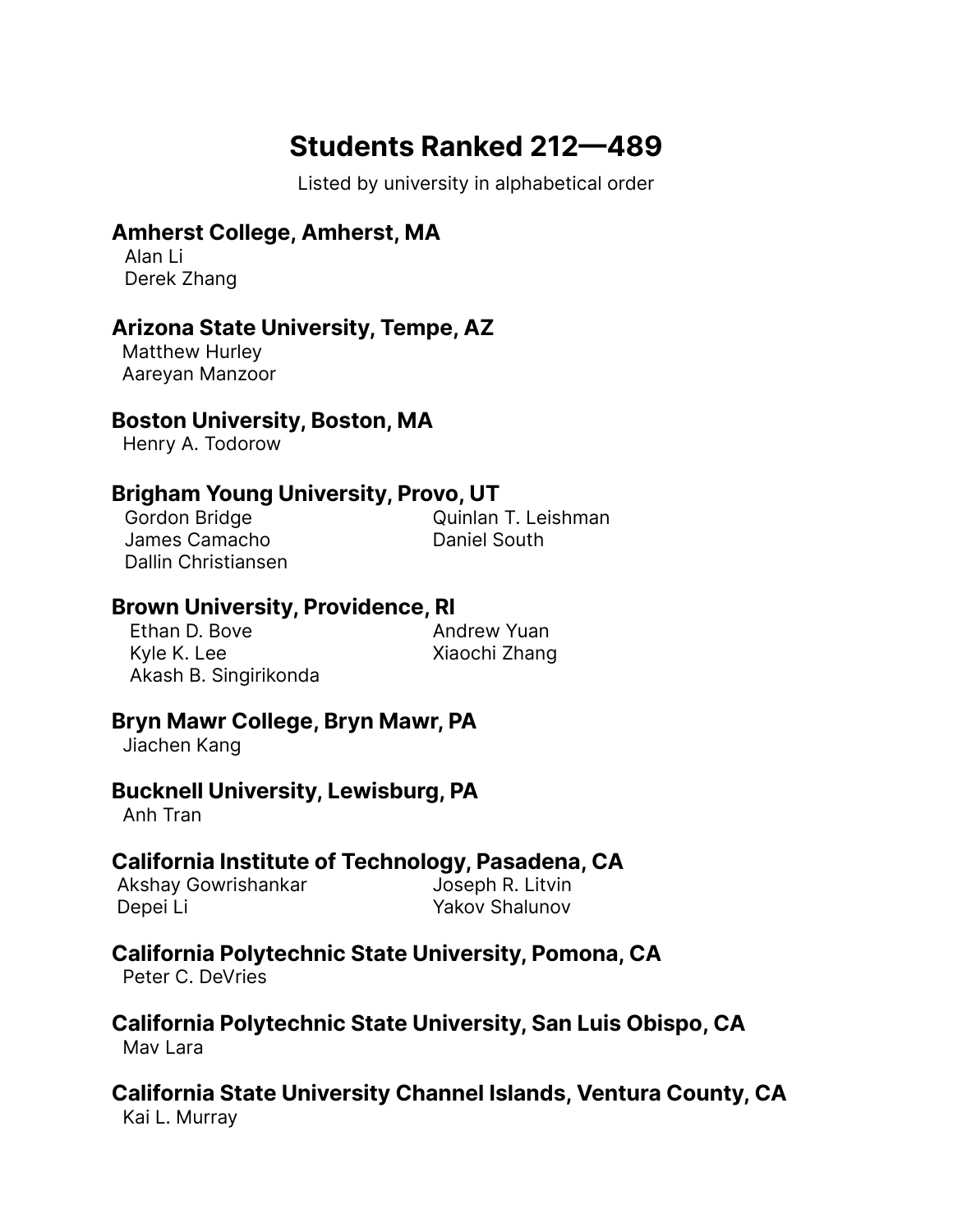# Students Ranked 212—489

Listed by university in alphabetical order

### Amherst College, Amherst, MA

Alan Li
Derek Zhang

### Arizona State University, Tempe, AZ

Matthew Hurley
Aareyan Manzoor

### Boston University, Boston, MA

Henry A. Todorow

### Brigham Young University, Provo, UT

Gordon Bridge
James Camacho
Dallin Christiansen
Quinlan T. Leishman
Daniel South

### Brown University, Providence, RI

Ethan D. Bove
Kyle K. Lee
Akash B. Singirikonda
Andrew Yuan
Xiaochi Zhang

### Bryn Mawr College, Bryn Mawr, PA

Jiachen Kang

### Bucknell University, Lewisburg, PA

Anh Tran

### California Institute of Technology, Pasadena, CA

Akshay Gowrishankar
Depei Li
Joseph R. Litvin
Yakov Shalunov

### California Polytechnic State University, Pomona, CA

Peter C. DeVries

### California Polytechnic State University, San Luis Obispo, CA

Mav Lara

### California State University Channel Islands, Ventura County, CA

Kai L. Murray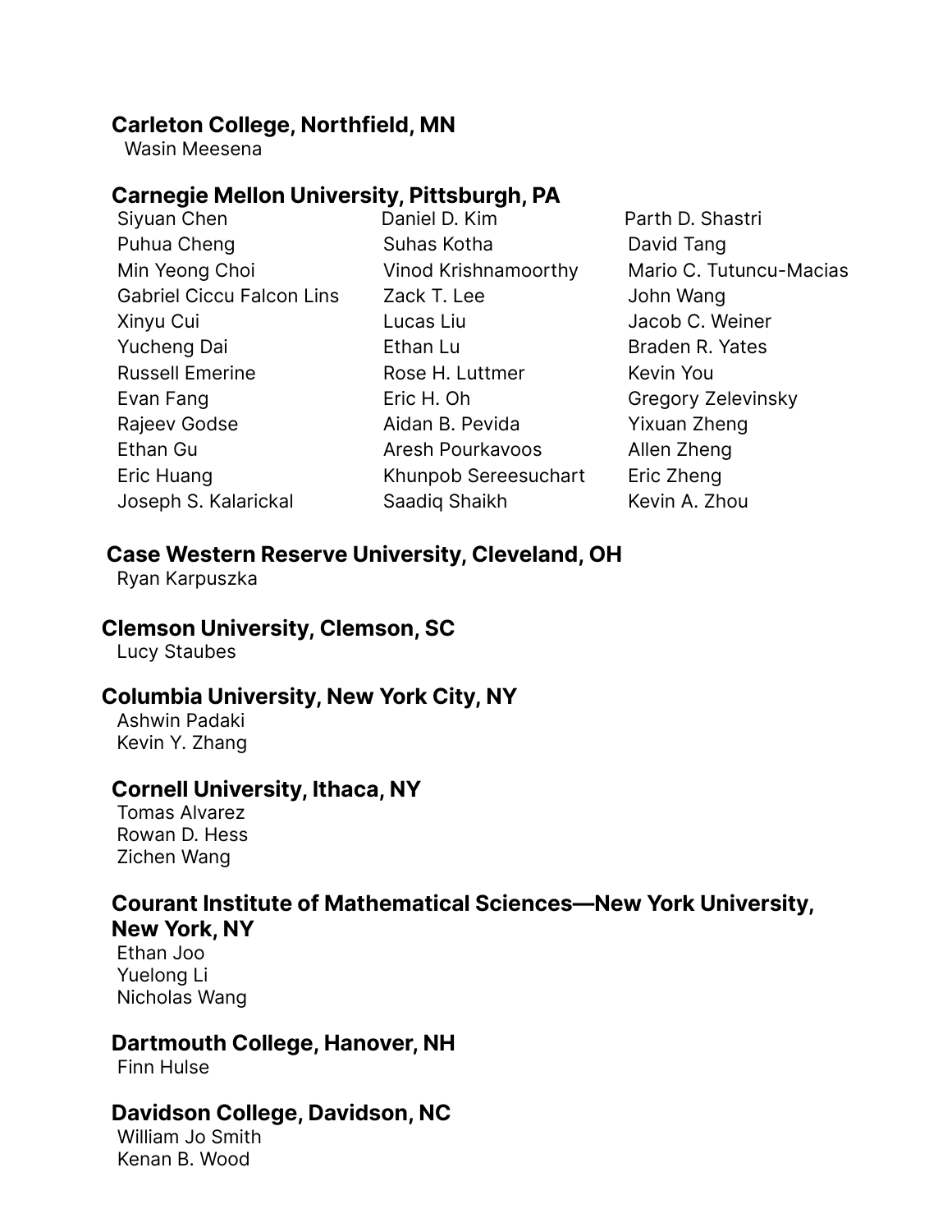**Carleton College, Northfield, MN**

Wasin Meesena

**Carnegie Mellon University, Pittsburgh, PA**

Siyuan Chen
Puhua Cheng
Min Yeong Choi
Gabriel Ciccu Falcon Lins
Xinyu Cui
Yucheng Dai
Russell Emerine
Evan Fang
Rajeev Godse
Ethan Gu
Eric Huang
Joseph S. Kalarickal
Daniel D. Kim
Suhas Kotha
Vinod Krishnamoorthy
Zack T. Lee
Lucas Liu
Ethan Lu
Rose H. Luttmer
Eric H. Oh
Aidan B. Pevida
Aresh Pourkavoos
Khunpob Sereesuchart
Saadiq Shaikh
Parth D. Shastri
David Tang
Mario C. Tutuncu-Macias
John Wang
Jacob C. Weiner
Braden R. Yates
Kevin You
Gregory Zelevinsky
Yixuan Zheng
Allen Zheng
Eric Zheng
Kevin A. Zhou

**Case Western Reserve University, Cleveland, OH**

Ryan Karpuszka

**Clemson University, Clemson, SC**

Lucy Staubes

**Columbia University, New York City, NY**

Ashwin Padaki
Kevin Y. Zhang

**Cornell University, Ithaca, NY**

Tomas Alvarez
Rowan D. Hess
Zichen Wang

**Courant Institute of Mathematical Sciences—New York University, New York, NY**

Ethan Joo
Yuelong Li
Nicholas Wang

**Dartmouth College, Hanover, NH**

Finn Hulse

**Davidson College, Davidson, NC**

William Jo Smith
Kenan B. Wood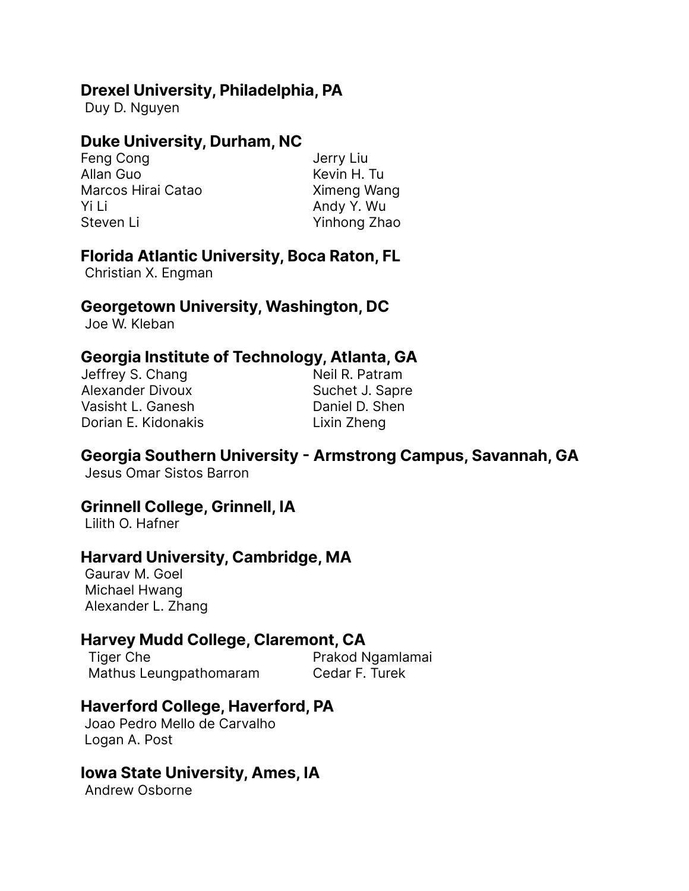### Drexel University, Philadelphia, PA

Duy D. Nguyen

### Duke University, Durham, NC

Feng Cong
Allan Guo
Marcos Hirai Catao
Yi Li
Steven Li
Jerry Liu
Kevin H. Tu
Ximeng Wang
Andy Y. Wu
Yinhong Zhao

### Florida Atlantic University, Boca Raton, FL

Christian X. Engman

### Georgetown University, Washington, DC

Joe W. Kleban

### Georgia Institute of Technology, Atlanta, GA

Jeffrey S. Chang
Alexander Divoux
Vasisht L. Ganesh
Dorian E. Kidonakis
Neil R. Patram
Suchet J. Sapre
Daniel D. Shen
Lixin Zheng

### Georgia Southern University - Armstrong Campus, Savannah, GA

Jesus Omar Sistos Barron

### Grinnell College, Grinnell, IA

Lilith O. Hafner

### Harvard University, Cambridge, MA

Gaurav M. Goel
Michael Hwang
Alexander L. Zhang

### Harvey Mudd College, Claremont, CA

Tiger Che
Mathus Leungpathomaram
Prakod Ngamlamai
Cedar F. Turek

### Haverford College, Haverford, PA

Joao Pedro Mello de Carvalho
Logan A. Post

### Iowa State University, Ames, IA

Andrew Osborne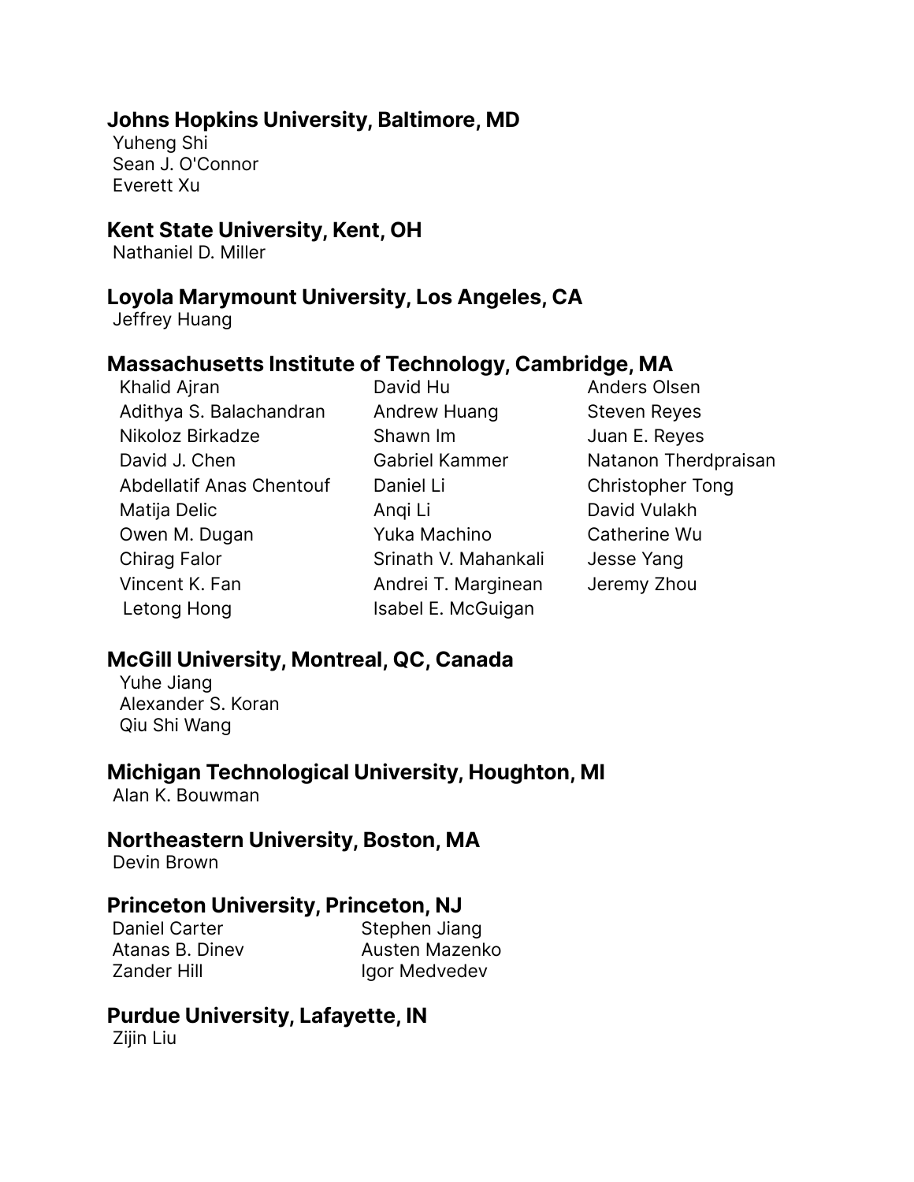## Johns Hopkins University, Baltimore, MD

Yuheng Shi
Sean J. O'Connor
Everett Xu

## Kent State University, Kent, OH

Nathaniel D. Miller

## Loyola Marymount University, Los Angeles, CA

Jeffrey Huang

## Massachusetts Institute of Technology, Cambridge, MA

Khalid Ajran
Adithya S. Balachandran
Nikoloz Birkadze
David J. Chen
Abdellatif Anas Chentouf
Matija Delic
Owen M. Dugan
Chirag Falor
Vincent K. Fan
Letong Hong
David Hu
Andrew Huang
Shawn Im
Gabriel Kammer
Daniel Li
Anqi Li
Yuka Machino
Srinath V. Mahankali
Andrei T. Marginean
Isabel E. McGuigan
Anders Olsen
Steven Reyes
Juan E. Reyes
Natanon Therdpraisan
Christopher Tong
David Vulakh
Catherine Wu
Jesse Yang
Jeremy Zhou

## McGill University, Montreal, QC, Canada

Yuhe Jiang
Alexander S. Koran
Qiu Shi Wang

## Michigan Technological University, Houghton, MI

Alan K. Bouwman

## Northeastern University, Boston, MA

Devin Brown

## Princeton University, Princeton, NJ

Daniel Carter
Atanas B. Dinev
Zander Hill
Stephen Jiang
Austen Mazenko
Igor Medvedev

## Purdue University, Lafayette, IN

Zijin Liu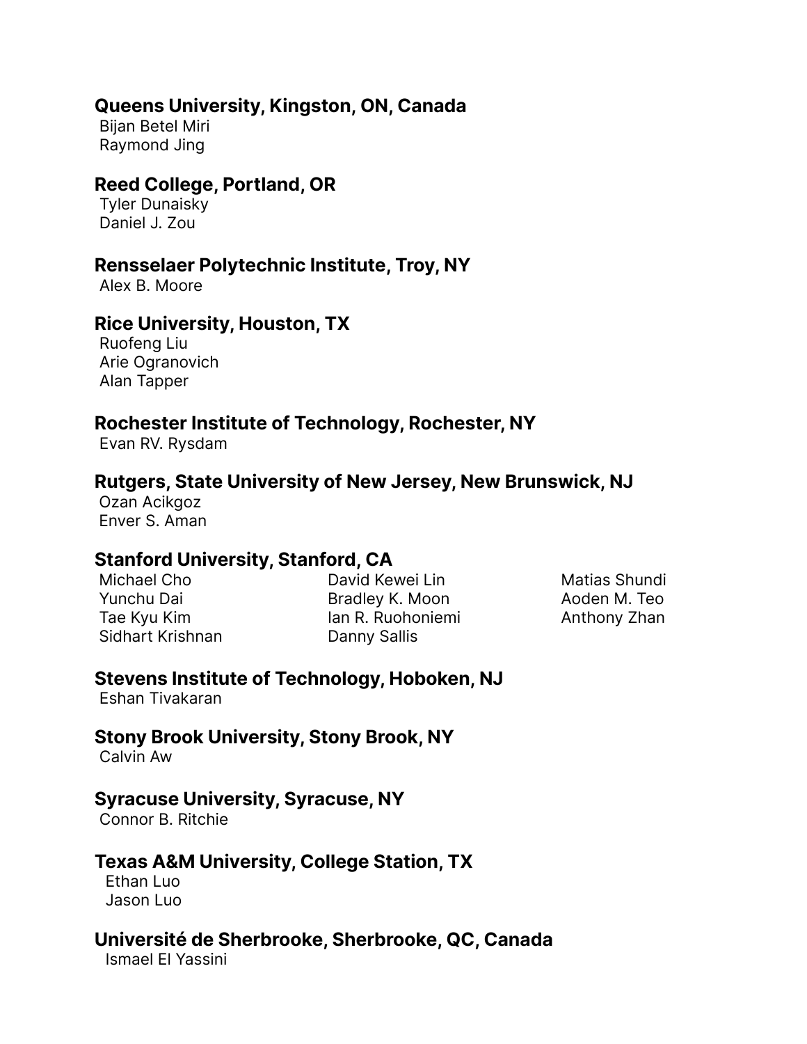**Queens University, Kingston, ON, Canada**
Bijan Betel Miri
Raymond Jing

**Reed College, Portland, OR**
Tyler Dunaisky
Daniel J. Zou

**Rensselaer Polytechnic Institute, Troy, NY**
Alex B. Moore

**Rice University, Houston, TX**
Ruofeng Liu
Arie Ogranovich
Alan Tapper

**Rochester Institute of Technology, Rochester, NY**
Evan RV. Rysdam

**Rutgers, State University of New Jersey, New Brunswick, NJ**
Ozan Acikgoz
Enver S. Aman

**Stanford University, Stanford, CA**
Michael Cho
Yunchu Dai
Tae Kyu Kim
Sidhart Krishnan
David Kewei Lin
Bradley K. Moon
Ian R. Ruohoniemi
Danny Sallis
Matias Shundi
Aoden M. Teo
Anthony Zhan

**Stevens Institute of Technology, Hoboken, NJ**
Eshan Tivakaran

**Stony Brook University, Stony Brook, NY**
Calvin Aw

**Syracuse University, Syracuse, NY**
Connor B. Ritchie

**Texas A&M University, College Station, TX**
Ethan Luo
Jason Luo

**Université de Sherbrooke, Sherbrooke, QC, Canada**
Ismael El Yassini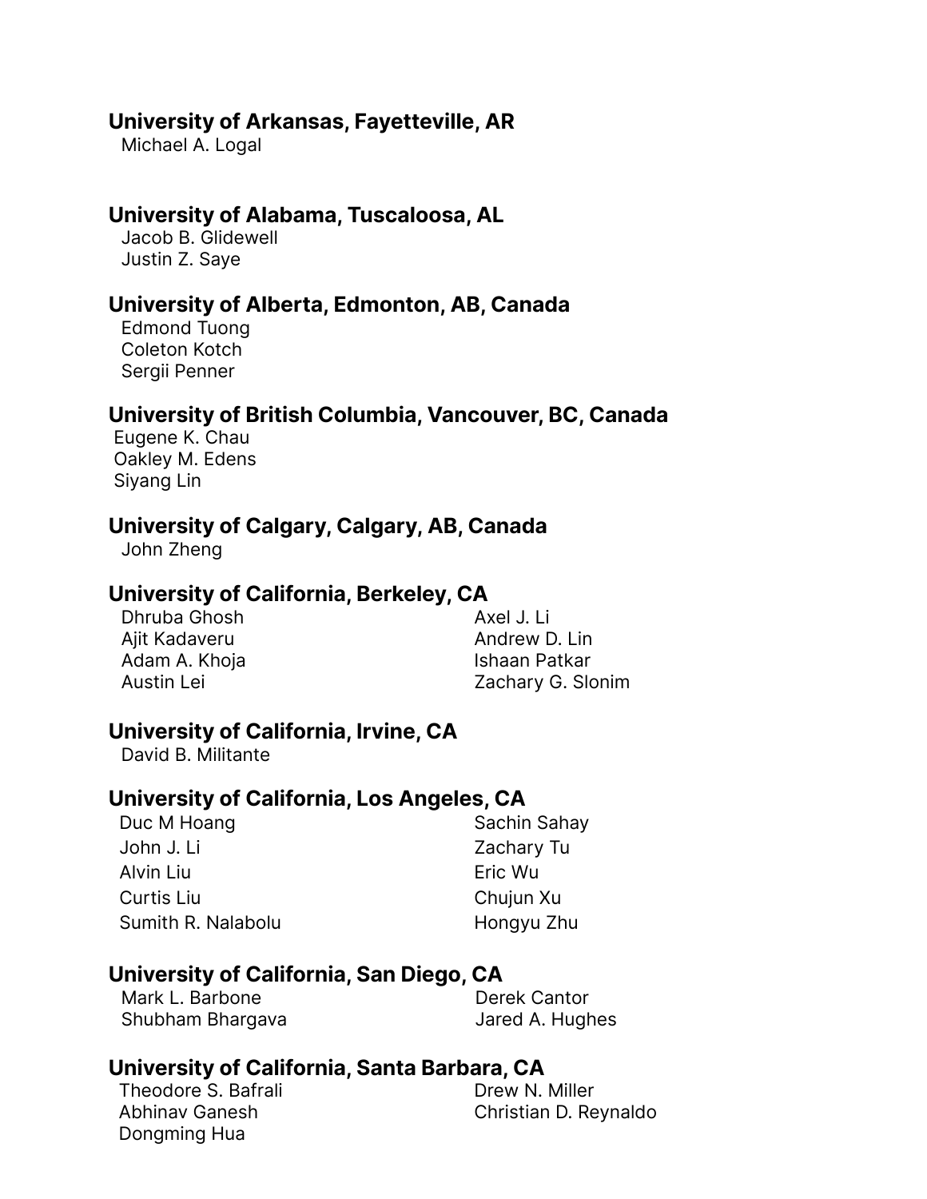**University of Arkansas, Fayetteville, AR**

Michael A. Logal

**University of Alabama, Tuscaloosa, AL**

Jacob B. Glidewell
Justin Z. Saye

**University of Alberta, Edmonton, AB, Canada**

Edmond Tuong
Coleton Kotch
Sergii Penner

**University of British Columbia, Vancouver, BC, Canada**

Eugene K. Chau
Oakley M. Edens
Siyang Lin

**University of Calgary, Calgary, AB, Canada**

John Zheng

**University of California, Berkeley, CA**

Dhruba Ghosh
Ajit Kadaveru
Adam A. Khoja
Austin Lei
Axel J. Li
Andrew D. Lin
Ishaan Patkar
Zachary G. Slonim

**University of California, Irvine, CA**

David B. Militante

**University of California, Los Angeles, CA**

Duc M Hoang
John J. Li
Alvin Liu
Curtis Liu
Sumith R. Nalabolu
Sachin Sahay
Zachary Tu
Eric Wu
Chujun Xu
Hongyu Zhu

**University of California, San Diego, CA**

Mark L. Barbone
Shubham Bhargava
Derek Cantor
Jared A. Hughes

**University of California, Santa Barbara, CA**

Theodore S. Bafrali
Abhinav Ganesh
Dongming Hua
Drew N. Miller
Christian D. Reynaldo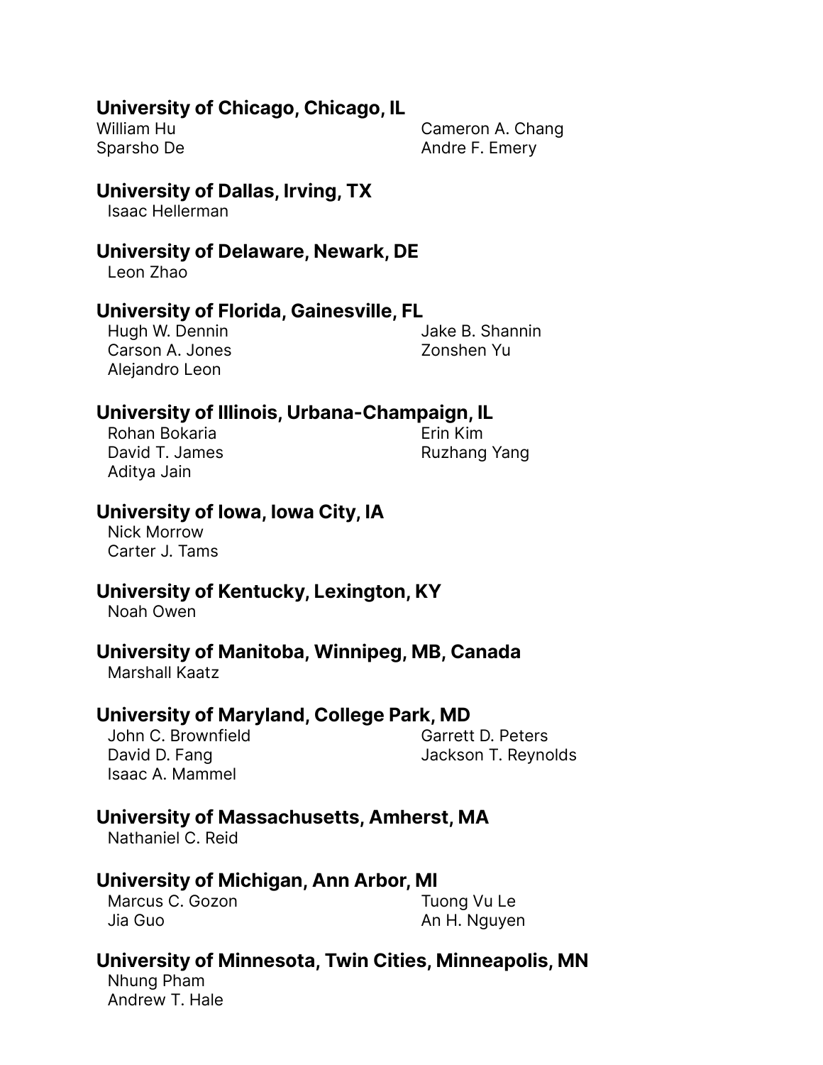**University of Chicago, Chicago, IL**

William Hu
Sparsho De
Cameron A. Chang
Andre F. Emery

**University of Dallas, Irving, TX**

Isaac Hellerman

**University of Delaware, Newark, DE**

Leon Zhao

**University of Florida, Gainesville, FL**

Hugh W. Dennin
Carson A. Jones
Alejandro Leon
Jake B. Shannin
Zonshen Yu

**University of Illinois, Urbana-Champaign, IL**

Rohan Bokaria
David T. James
Aditya Jain
Erin Kim
Ruzhang Yang

**University of Iowa, Iowa City, IA**

Nick Morrow
Carter J. Tams

**University of Kentucky, Lexington, KY**

Noah Owen

**University of Manitoba, Winnipeg, MB, Canada**

Marshall Kaatz

**University of Maryland, College Park, MD**

John C. Brownfield
David D. Fang
Isaac A. Mammel
Garrett D. Peters
Jackson T. Reynolds

**University of Massachusetts, Amherst, MA**

Nathaniel C. Reid

**University of Michigan, Ann Arbor, MI**

Marcus C. Gozon
Jia Guo
Tuong Vu Le
An H. Nguyen

**University of Minnesota, Twin Cities, Minneapolis, MN**

Nhung Pham
Andrew T. Hale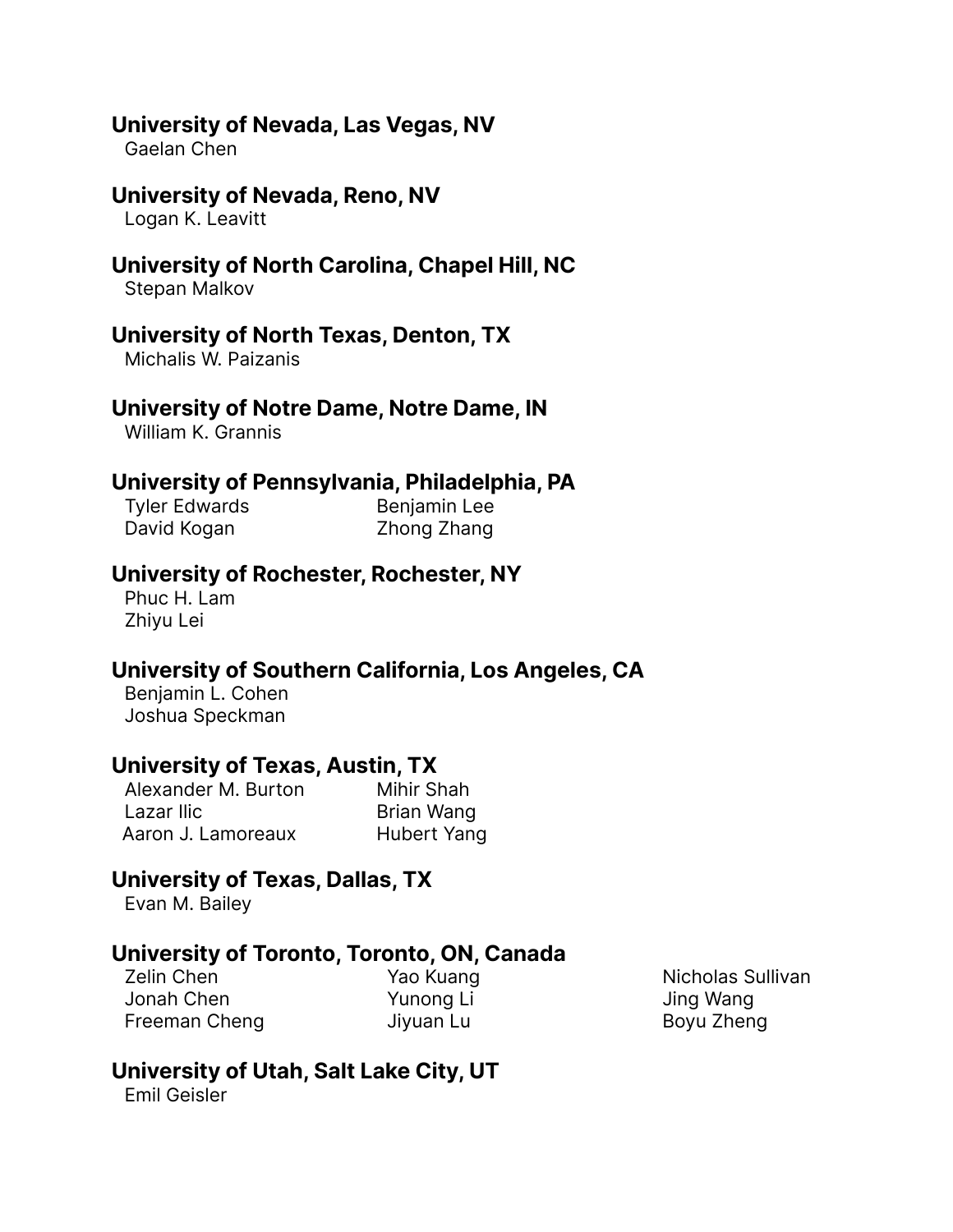**University of Nevada, Las Vegas, NV**

Gaelan Chen

**University of Nevada, Reno, NV**

Logan K. Leavitt

**University of North Carolina, Chapel Hill, NC**

Stepan Malkov

**University of North Texas, Denton, TX**

Michalis W. Paizanis

**University of Notre Dame, Notre Dame, IN**

William K. Grannis

**University of Pennsylvania, Philadelphia, PA**

Tyler Edwards
David Kogan
Benjamin Lee
Zhong Zhang

**University of Rochester, Rochester, NY**

Phuc H. Lam
Zhiyu Lei

**University of Southern California, Los Angeles, CA**

Benjamin L. Cohen
Joshua Speckman

**University of Texas, Austin, TX**

Alexander M. Burton
Lazar Ilic
Aaron J. Lamoreaux
Mihir Shah
Brian Wang
Hubert Yang

**University of Texas, Dallas, TX**

Evan M. Bailey

**University of Toronto, Toronto, ON, Canada**

Zelin Chen
Jonah Chen
Freeman Cheng
Yao Kuang
Yunong Li
Jiyuan Lu
Nicholas Sullivan
Jing Wang
Boyu Zheng

**University of Utah, Salt Lake City, UT**

Emil Geisler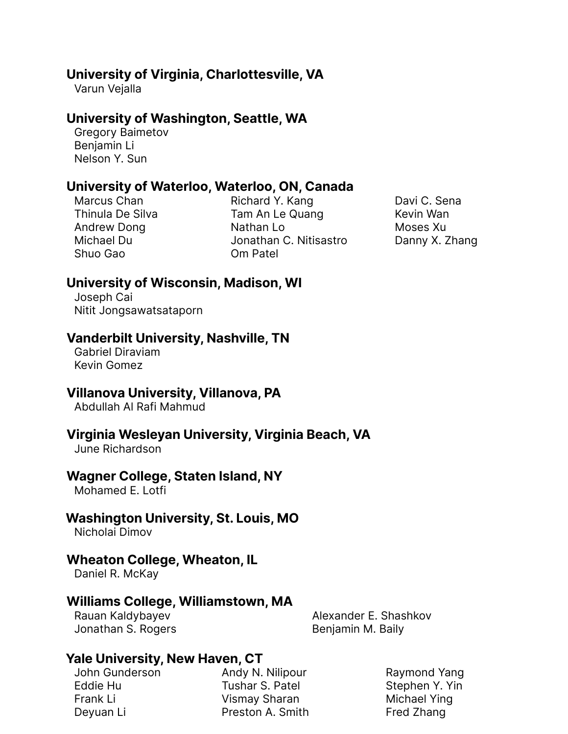**University of Virginia, Charlottesville, VA**

Varun Vejalla

**University of Washington, Seattle, WA**

Gregory Baimetov
Benjamin Li
Nelson Y. Sun

**University of Waterloo, Waterloo, ON, Canada**

Marcus Chan
Thinula De Silva
Andrew Dong
Michael Du
Shuo Gao
Richard Y. Kang
Tam An Le Quang
Nathan Lo
Jonathan C. Nitisastro
Om Patel
Davi C. Sena
Kevin Wan
Moses Xu
Danny X. Zhang

**University of Wisconsin, Madison, WI**

Joseph Cai
Nitit Jongsawatsataporn

**Vanderbilt University, Nashville, TN**

Gabriel Diraviam
Kevin Gomez

**Villanova University, Villanova, PA**

Abdullah Al Rafi Mahmud

**Virginia Wesleyan University, Virginia Beach, VA**

June Richardson

**Wagner College, Staten Island, NY**

Mohamed E. Lotfi

**Washington University, St. Louis, MO**

Nicholai Dimov

**Wheaton College, Wheaton, IL**

Daniel R. McKay

**Williams College, Williamstown, MA**

Rauan Kaldybayev
Jonathan S. Rogers
Alexander E. Shashkov
Benjamin M. Baily

**Yale University, New Haven, CT**

John Gunderson
Eddie Hu
Frank Li
Deyuan Li
Andy N. Nilipour
Tushar S. Patel
Vismay Sharan
Preston A. Smith
Raymond Yang
Stephen Y. Yin
Michael Ying
Fred Zhang